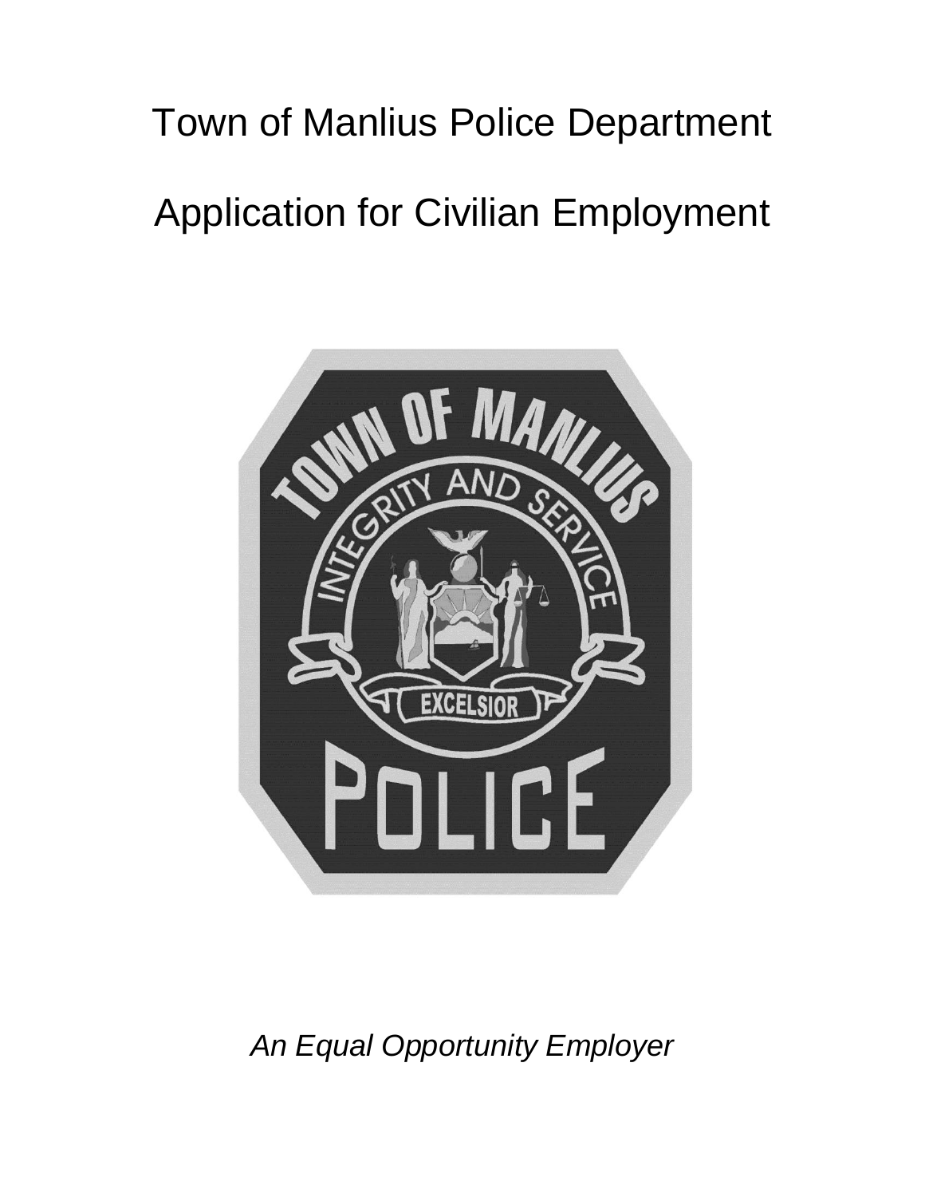# Town of Manlius Police Department

# Application for Civilian Employment

*An Equal Opportunity Employer*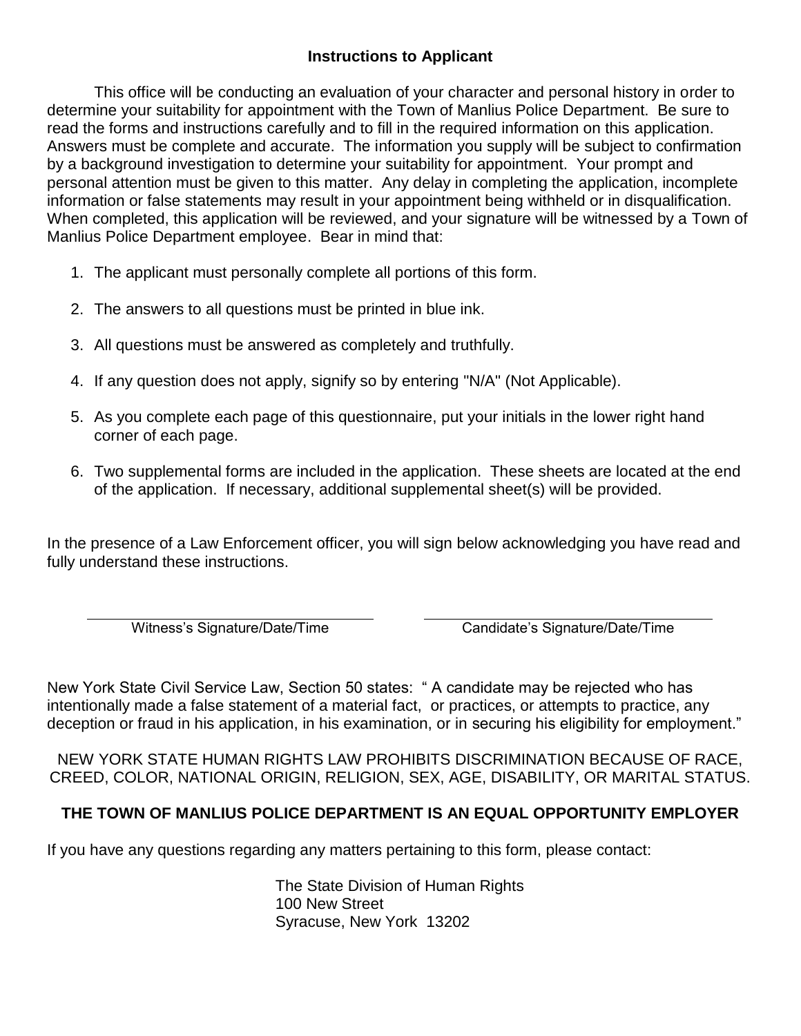## Instructions to Applicant

This office will be conducting an evaluation of your character and personal history in order to determine your suitability for appointment with the Town of Manlius Police Department. Be sure to read the forms and instructions carefully and to fill in the required information on this application. Answers must be complete and accurate. The information you supply will be subject to confirmation by a background investigation to determine your suitability for appointment. Your prompt and personal attention must be given to this matter. Any delay in completing the application, incomplete information or false statements may result in your appointment being withheld or in disqualification. When completed, this application will be reviewed, and your signature will be witnessed by a Town of Manlius Police Department employee. Bear in mind that:

1. The applicant must personally complete all portions of this form.
2. The answers to all questions must be printed in blue ink.
3. All questions must be answered as completely and truthfully.
4. If any question does not apply, signify so by entering "N/A" (Not Applicable).
5. As you complete each page of this questionnaire, put your initials in the lower right hand corner of each page.
6. Two supplemental forms are included in the application. These sheets are located at the end of the application. If necessary, additional supplemental sheet(s) will be provided.

In the presence of a Law Enforcement officer, you will sign below acknowledging you have read and fully understand these instructions.

| ______________________________ | ______________________________ |
|---|---|
| Witness's Signature/Date/Time | Candidate's Signature/Date/Time |

New York State Civil Service Law, Section 50 states: " A candidate may be rejected who has intentionally made a false statement of a material fact, or practices, or attempts to practice, any deception or fraud in his application, in his examination, or in securing his eligibility for employment."

NEW YORK STATE HUMAN RIGHTS LAW PROHIBITS DISCRIMINATION BECAUSE OF RACE, CREED, COLOR, NATIONAL ORIGIN, RELIGION, SEX, AGE, DISABILITY, OR MARITAL STATUS.

**THE TOWN OF MANLIUS POLICE DEPARTMENT IS AN EQUAL OPPORTUNITY EMPLOYER**

If you have any questions regarding any matters pertaining to this form, please contact:

The State Division of Human Rights
100 New Street
Syracuse, New York 13202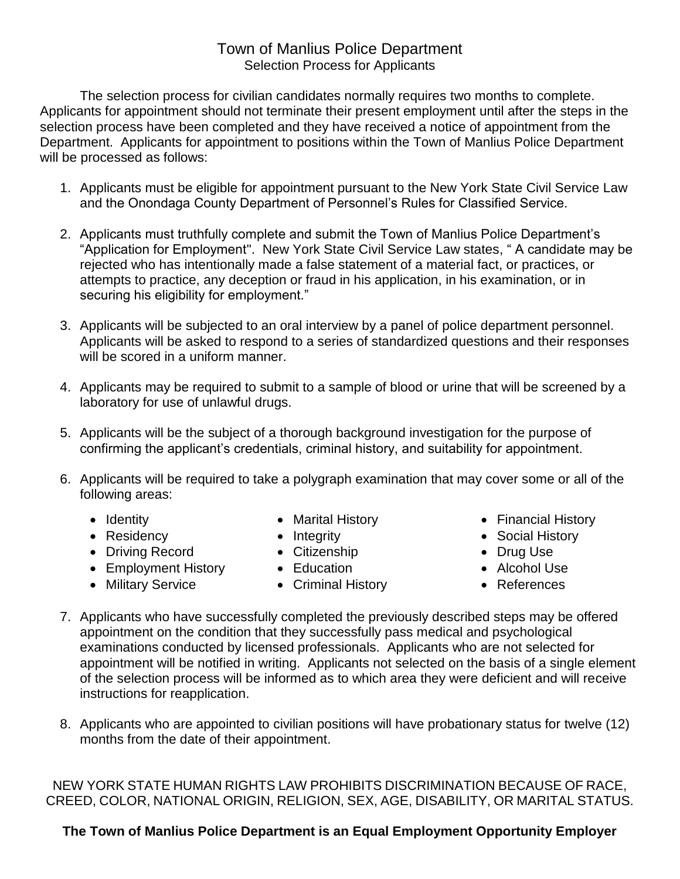# Town of Manlius Police Department

## Selection Process for Applicants

The selection process for civilian candidates normally requires two months to complete. Applicants for appointment should not terminate their present employment until after the steps in the selection process have been completed and they have received a notice of appointment from the Department. Applicants for appointment to positions within the Town of Manlius Police Department will be processed as follows:

1. Applicants must be eligible for appointment pursuant to the New York State Civil Service Law and the Onondaga County Department of Personnel's Rules for Classified Service.

2. Applicants must truthfully complete and submit the Town of Manlius Police Department's "Application for Employment". New York State Civil Service Law states, " A candidate may be rejected who has intentionally made a false statement of a material fact, or practices, or attempts to practice, any deception or fraud in his application, in his examination, or in securing his eligibility for employment."

3. Applicants will be subjected to an oral interview by a panel of police department personnel. Applicants will be asked to respond to a series of standardized questions and their responses will be scored in a uniform manner.

4. Applicants may be required to submit to a sample of blood or urine that will be screened by a laboratory for use of unlawful drugs.

5. Applicants will be the subject of a thorough background investigation for the purpose of confirming the applicant's credentials, criminal history, and suitability for appointment.

6. Applicants will be required to take a polygraph examination that may cover some or all of the following areas:
   - Identity
   - Residency
   - Driving Record
   - Employment History
   - Military Service
   - Marital History
   - Integrity
   - Citizenship
   - Education
   - Criminal History
   - Financial History
   - Social History
   - Drug Use
   - Alcohol Use
   - References

7. Applicants who have successfully completed the previously described steps may be offered appointment on the condition that they successfully pass medical and psychological examinations conducted by licensed professionals. Applicants who are not selected for appointment will be notified in writing. Applicants not selected on the basis of a single element of the selection process will be informed as to which area they were deficient and will receive instructions for reapplication.

8. Applicants who are appointed to civilian positions will have probationary status for twelve (12) months from the date of their appointment.

NEW YORK STATE HUMAN RIGHTS LAW PROHIBITS DISCRIMINATION BECAUSE OF RACE, CREED, COLOR, NATIONAL ORIGIN, RELIGION, SEX, AGE, DISABILITY, OR MARITAL STATUS.

**The Town of Manlius Police Department is an Equal Employment Opportunity Employer**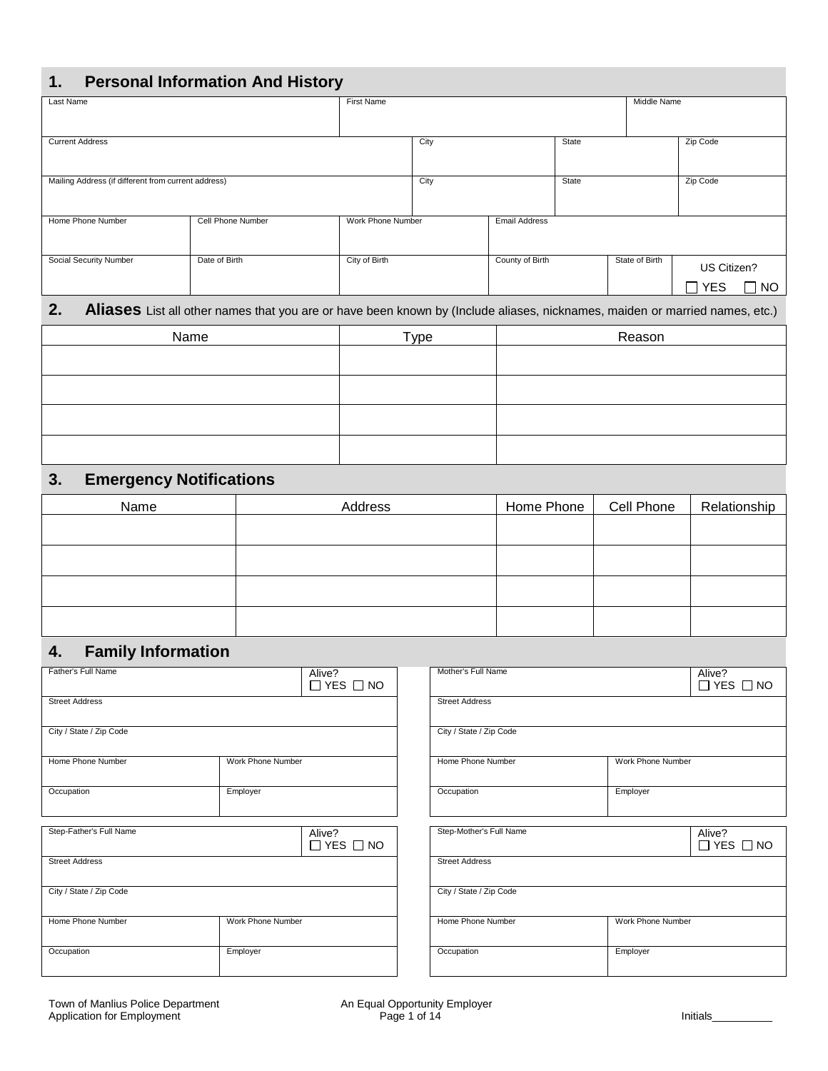## 1. Personal Information And History

| Last Name | | First Name | | | Middle Name | |
|---|---|---|---|---|---|---|
| | | | | | | |

| Current Address | City | State | Zip Code |
|---|---|---|---|
| | | | |

| Mailing Address (if different from current address) | City | State | Zip Code |
|---|---|---|---|
| | | | |

| Home Phone Number | Cell Phone Number | Work Phone Number | Email Address |
|---|---|---|---|
| | | | |

| Social Security Number | Date of Birth | City of Birth | County of Birth | State of Birth | US Citizen? ☐ YES ☐ NO |
|---|---|---|---|---|---|
| | | | | | |

## 2. Aliases

List all other names that you are or have been known by (Include aliases, nicknames, maiden or married names, etc.)

| Name | Type | Reason |
|---|---|---|
| | | |
| | | |
| | | |
| | | |

## 3. Emergency Notifications

| Name | Address | Home Phone | Cell Phone | Relationship |
|---|---|---|---|---|
| | | | | |
| | | | | |
| | | | | |
| | | | | |

## 4. Family Information

| Father's Full Name | Alive? ☐ YES ☐ NO |
|---|---|
| Street Address | |
| City / State / Zip Code | |
| Home Phone Number | Work Phone Number |
| Occupation | Employer |

| Mother's Full Name | Alive? ☐ YES ☐ NO |
|---|---|
| Street Address | |
| City / State / Zip Code | |
| Home Phone Number | Work Phone Number |
| Occupation | Employer |

| Step-Father's Full Name | Alive? ☐ YES ☐ NO |
|---|---|
| Street Address | |
| City / State / Zip Code | |
| Home Phone Number | Work Phone Number |
| Occupation | Employer |

| Step-Mother's Full Name | Alive? ☐ YES ☐ NO |
|---|---|
| Street Address | |
| City / State / Zip Code | |
| Home Phone Number | Work Phone Number |
| Occupation | Employer |

Initials__________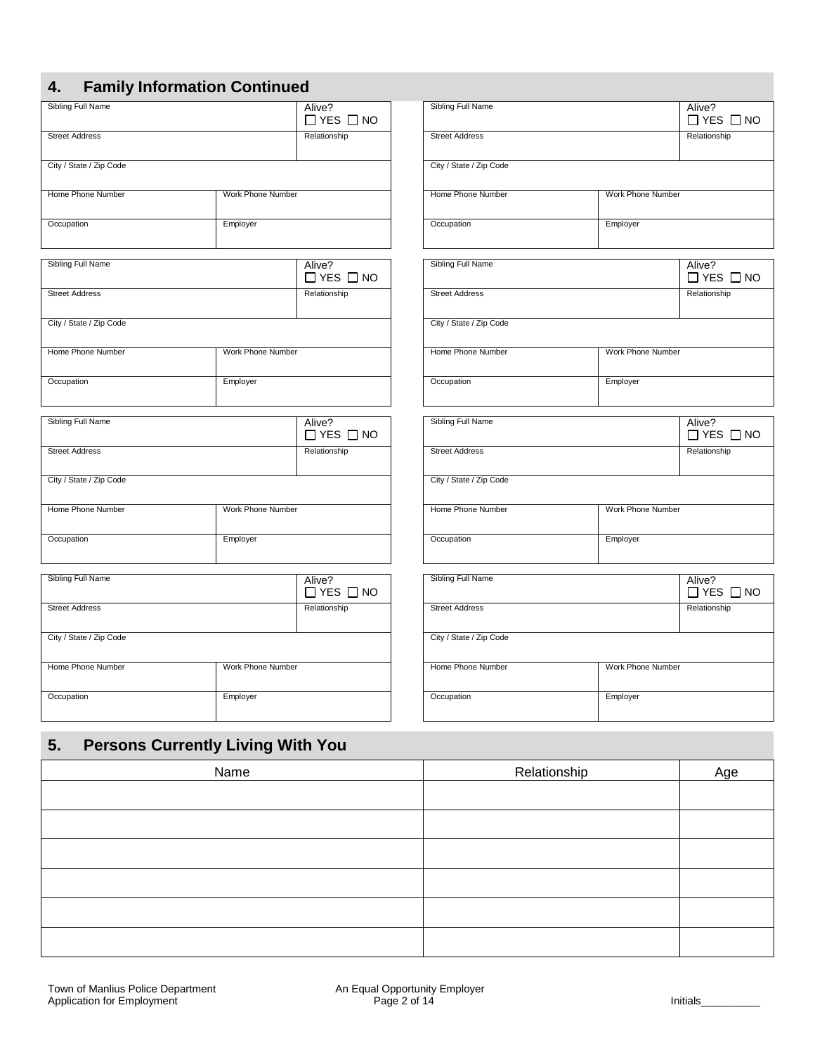## 4. Family Information Continued

| Sibling Full Name | | Alive? ☐ YES ☐ NO |
|---|---|---|
| Street Address | | Relationship |
| City / State / Zip Code | | |
| Home Phone Number | Work Phone Number | |
| Occupation | Employer | |

| Sibling Full Name | | Alive? ☐ YES ☐ NO |
|---|---|---|
| Street Address | | Relationship |
| City / State / Zip Code | | |
| Home Phone Number | Work Phone Number | |
| Occupation | Employer | |

| Sibling Full Name | | Alive? ☐ YES ☐ NO |
|---|---|---|
| Street Address | | Relationship |
| City / State / Zip Code | | |
| Home Phone Number | Work Phone Number | |
| Occupation | Employer | |

| Sibling Full Name | | Alive? ☐ YES ☐ NO |
|---|---|---|
| Street Address | | Relationship |
| City / State / Zip Code | | |
| Home Phone Number | Work Phone Number | |
| Occupation | Employer | |

| Sibling Full Name | | Alive? ☐ YES ☐ NO |
|---|---|---|
| Street Address | | Relationship |
| City / State / Zip Code | | |
| Home Phone Number | Work Phone Number | |
| Occupation | Employer | |

| Sibling Full Name | | Alive? ☐ YES ☐ NO |
|---|---|---|
| Street Address | | Relationship |
| City / State / Zip Code | | |
| Home Phone Number | Work Phone Number | |
| Occupation | Employer | |

| Sibling Full Name | | Alive? ☐ YES ☐ NO |
|---|---|---|
| Street Address | | Relationship |
| City / State / Zip Code | | |
| Home Phone Number | Work Phone Number | |
| Occupation | Employer | |

| Sibling Full Name | | Alive? ☐ YES ☐ NO |
|---|---|---|
| Street Address | | Relationship |
| City / State / Zip Code | | |
| Home Phone Number | Work Phone Number | |
| Occupation | Employer | |

## 5. Persons Currently Living With You

| Name | Relationship | Age |
|---|---|---|
| | | |
| | | |
| | | |
| | | |
| | | |
| | | |

Town of Manlius Police Department
Application for Employment

An Equal Opportunity Employer

Initials__________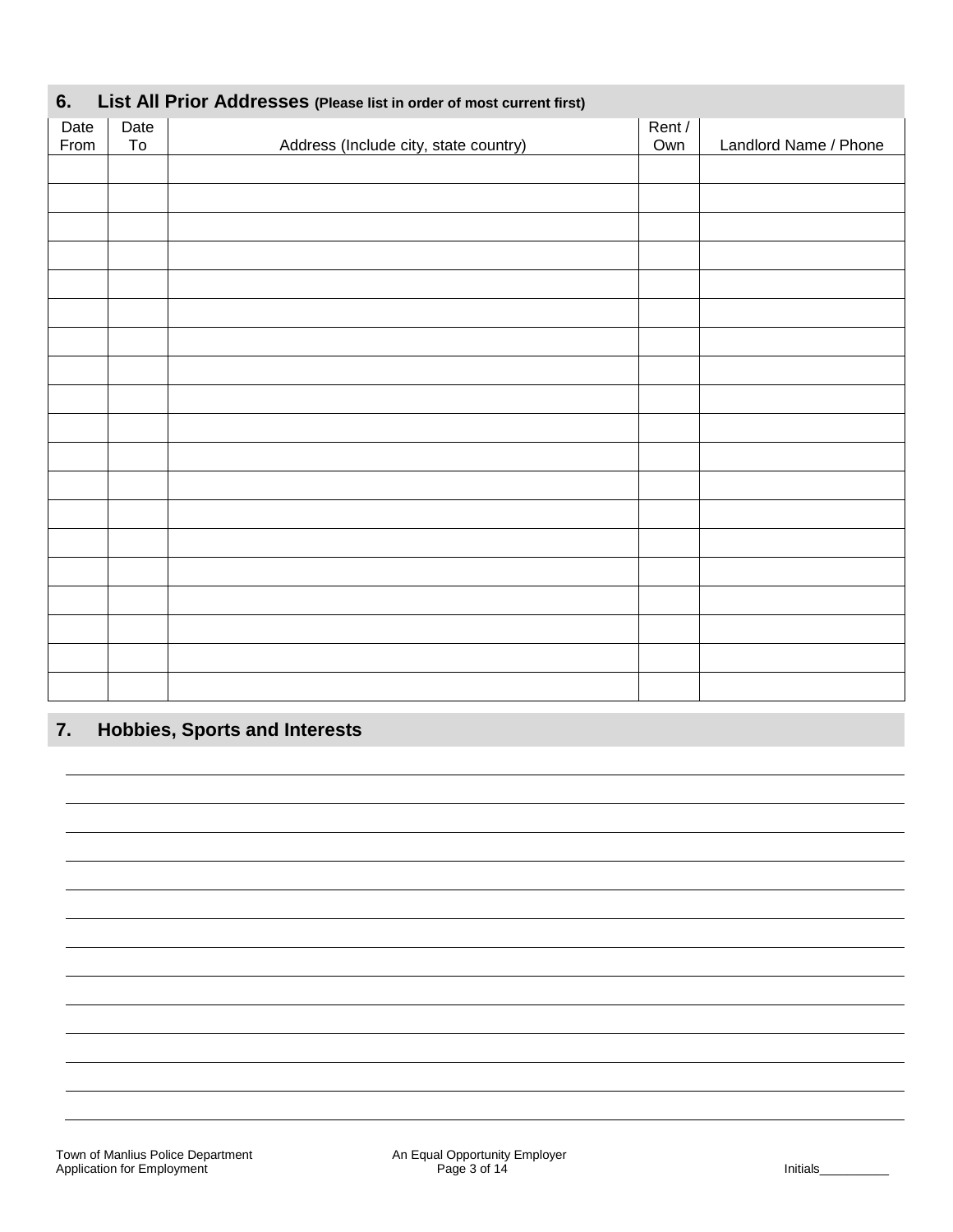## 6. List All Prior Addresses (Please list in order of most current first)

| Date From | Date To | Address (Include city, state country) | Rent / Own | Landlord Name / Phone |
|---|---|---|---|---|
| | | | | |
| | | | | |
| | | | | |
| | | | | |
| | | | | |
| | | | | |
| | | | | |
| | | | | |
| | | | | |
| | | | | |
| | | | | |
| | | | | |
| | | | | |
| | | | | |
| | | | | |
| | | | | |
| | | | | |
| | | | | |
| | | | | |

## 7. Hobbies, Sports and Interests

\_\_\_\_\_\_\_\_\_\_\_\_\_\_\_\_\_\_\_\_\_\_\_\_\_\_\_\_\_\_\_\_\_\_\_\_\_\_\_\_\_\_\_\_\_\_\_\_\_\_\_\_\_\_\_\_\_\_\_\_\_\_\_\_\_\_\_\_\_\_\_\_\_\_\_\_

\_\_\_\_\_\_\_\_\_\_\_\_\_\_\_\_\_\_\_\_\_\_\_\_\_\_\_\_\_\_\_\_\_\_\_\_\_\_\_\_\_\_\_\_\_\_\_\_\_\_\_\_\_\_\_\_\_\_\_\_\_\_\_\_\_\_\_\_\_\_\_\_\_\_\_\_

\_\_\_\_\_\_\_\_\_\_\_\_\_\_\_\_\_\_\_\_\_\_\_\_\_\_\_\_\_\_\_\_\_\_\_\_\_\_\_\_\_\_\_\_\_\_\_\_\_\_\_\_\_\_\_\_\_\_\_\_\_\_\_\_\_\_\_\_\_\_\_\_\_\_\_\_

\_\_\_\_\_\_\_\_\_\_\_\_\_\_\_\_\_\_\_\_\_\_\_\_\_\_\_\_\_\_\_\_\_\_\_\_\_\_\_\_\_\_\_\_\_\_\_\_\_\_\_\_\_\_\_\_\_\_\_\_\_\_\_\_\_\_\_\_\_\_\_\_\_\_\_\_

\_\_\_\_\_\_\_\_\_\_\_\_\_\_\_\_\_\_\_\_\_\_\_\_\_\_\_\_\_\_\_\_\_\_\_\_\_\_\_\_\_\_\_\_\_\_\_\_\_\_\_\_\_\_\_\_\_\_\_\_\_\_\_\_\_\_\_\_\_\_\_\_\_\_\_\_

\_\_\_\_\_\_\_\_\_\_\_\_\_\_\_\_\_\_\_\_\_\_\_\_\_\_\_\_\_\_\_\_\_\_\_\_\_\_\_\_\_\_\_\_\_\_\_\_\_\_\_\_\_\_\_\_\_\_\_\_\_\_\_\_\_\_\_\_\_\_\_\_\_\_\_\_

\_\_\_\_\_\_\_\_\_\_\_\_\_\_\_\_\_\_\_\_\_\_\_\_\_\_\_\_\_\_\_\_\_\_\_\_\_\_\_\_\_\_\_\_\_\_\_\_\_\_\_\_\_\_\_\_\_\_\_\_\_\_\_\_\_\_\_\_\_\_\_\_\_\_\_\_

\_\_\_\_\_\_\_\_\_\_\_\_\_\_\_\_\_\_\_\_\_\_\_\_\_\_\_\_\_\_\_\_\_\_\_\_\_\_\_\_\_\_\_\_\_\_\_\_\_\_\_\_\_\_\_\_\_\_\_\_\_\_\_\_\_\_\_\_\_\_\_\_\_\_\_\_

\_\_\_\_\_\_\_\_\_\_\_\_\_\_\_\_\_\_\_\_\_\_\_\_\_\_\_\_\_\_\_\_\_\_\_\_\_\_\_\_\_\_\_\_\_\_\_\_\_\_\_\_\_\_\_\_\_\_\_\_\_\_\_\_\_\_\_\_\_\_\_\_\_\_\_\_

\_\_\_\_\_\_\_\_\_\_\_\_\_\_\_\_\_\_\_\_\_\_\_\_\_\_\_\_\_\_\_\_\_\_\_\_\_\_\_\_\_\_\_\_\_\_\_\_\_\_\_\_\_\_\_\_\_\_\_\_\_\_\_\_\_\_\_\_\_\_\_\_\_\_\_\_

\_\_\_\_\_\_\_\_\_\_\_\_\_\_\_\_\_\_\_\_\_\_\_\_\_\_\_\_\_\_\_\_\_\_\_\_\_\_\_\_\_\_\_\_\_\_\_\_\_\_\_\_\_\_\_\_\_\_\_\_\_\_\_\_\_\_\_\_\_\_\_\_\_\_\_\_

\_\_\_\_\_\_\_\_\_\_\_\_\_\_\_\_\_\_\_\_\_\_\_\_\_\_\_\_\_\_\_\_\_\_\_\_\_\_\_\_\_\_\_\_\_\_\_\_\_\_\_\_\_\_\_\_\_\_\_\_\_\_\_\_\_\_\_\_\_\_\_\_\_\_\_\_

\_\_\_\_\_\_\_\_\_\_\_\_\_\_\_\_\_\_\_\_\_\_\_\_\_\_\_\_\_\_\_\_\_\_\_\_\_\_\_\_\_\_\_\_\_\_\_\_\_\_\_\_\_\_\_\_\_\_\_\_\_\_\_\_\_\_\_\_\_\_\_\_\_\_\_\_

Initials\_\_\_\_\_\_\_\_\_\_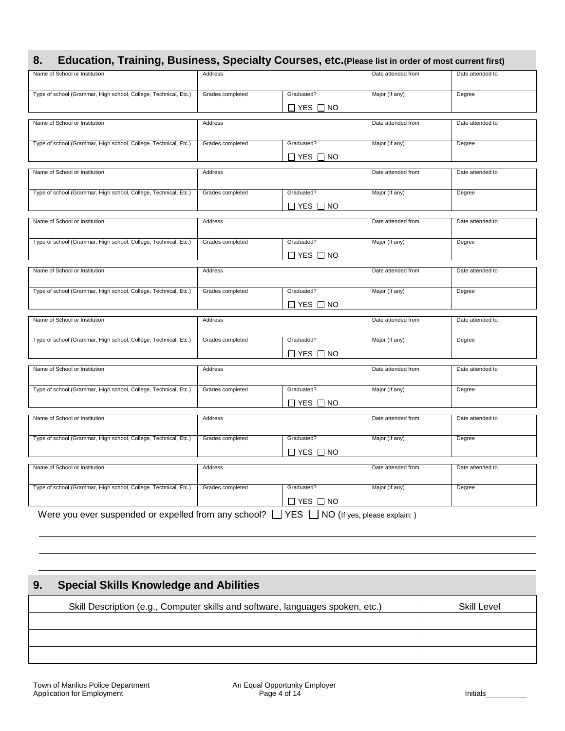## 8. Education, Training, Business, Specialty Courses, etc. (Please list in order of most current first)

| Name of School or Institution | Address | | Date attended from | Date attended to |
|---|---|---|---|---|
| | | | | |
| **Type of school (Grammar, High school, College, Technical, Etc.)** | **Grades completed** | **Graduated?** | **Major (If any)** | **Degree** |
| | | ☐ YES ☐ NO | | |

| Name of School or Institution | Address | | Date attended from | Date attended to |
|---|---|---|---|---|
| | | | | |
| **Type of school (Grammar, High school, College, Technical, Etc.)** | **Grades completed** | **Graduated?** | **Major (If any)** | **Degree** |
| | | ☐ YES ☐ NO | | |

| Name of School or Institution | Address | | Date attended from | Date attended to |
|---|---|---|---|---|
| | | | | |
| **Type of school (Grammar, High school, College, Technical, Etc.)** | **Grades completed** | **Graduated?** | **Major (If any)** | **Degree** |
| | | ☐ YES ☐ NO | | |

| Name of School or Institution | Address | | Date attended from | Date attended to |
|---|---|---|---|---|
| | | | | |
| **Type of school (Grammar, High school, College, Technical, Etc.)** | **Grades completed** | **Graduated?** | **Major (If any)** | **Degree** |
| | | ☐ YES ☐ NO | | |

| Name of School or Institution | Address | | Date attended from | Date attended to |
|---|---|---|---|---|
| | | | | |
| **Type of school (Grammar, High school, College, Technical, Etc.)** | **Grades completed** | **Graduated?** | **Major (If any)** | **Degree** |
| | | ☐ YES ☐ NO | | |

| Name of School or Institution | Address | | Date attended from | Date attended to |
|---|---|---|---|---|
| | | | | |
| **Type of school (Grammar, High school, College, Technical, Etc.)** | **Grades completed** | **Graduated?** | **Major (If any)** | **Degree** |
| | | ☐ YES ☐ NO | | |

| Name of School or Institution | Address | | Date attended from | Date attended to |
|---|---|---|---|---|
| | | | | |
| **Type of school (Grammar, High school, College, Technical, Etc.)** | **Grades completed** | **Graduated?** | **Major (If any)** | **Degree** |
| | | ☐ YES ☐ NO | | |

| Name of School or Institution | Address | | Date attended from | Date attended to |
|---|---|---|---|---|
| | | | | |
| **Type of school (Grammar, High school, College, Technical, Etc.)** | **Grades completed** | **Graduated?** | **Major (If any)** | **Degree** |
| | | ☐ YES ☐ NO | | |

| Name of School or Institution | Address | | Date attended from | Date attended to |
|---|---|---|---|---|
| | | | | |
| **Type of school (Grammar, High school, College, Technical, Etc.)** | **Grades completed** | **Graduated?** | **Major (If any)** | **Degree** |
| | | ☐ YES ☐ NO | | |

Were you ever suspended or expelled from any school? ☐ YES ☐ NO (If yes, please explain: )

\_\_\_\_\_\_\_\_\_\_\_\_\_\_\_\_\_\_\_\_\_\_\_\_\_\_\_\_\_\_\_\_\_\_\_\_\_\_\_\_\_\_\_\_\_\_\_\_\_\_\_\_\_\_\_\_\_\_\_\_\_\_\_\_\_\_\_\_\_\_\_\_

\_\_\_\_\_\_\_\_\_\_\_\_\_\_\_\_\_\_\_\_\_\_\_\_\_\_\_\_\_\_\_\_\_\_\_\_\_\_\_\_\_\_\_\_\_\_\_\_\_\_\_\_\_\_\_\_\_\_\_\_\_\_\_\_\_\_\_\_\_\_\_\_

\_\_\_\_\_\_\_\_\_\_\_\_\_\_\_\_\_\_\_\_\_\_\_\_\_\_\_\_\_\_\_\_\_\_\_\_\_\_\_\_\_\_\_\_\_\_\_\_\_\_\_\_\_\_\_\_\_\_\_\_\_\_\_\_\_\_\_\_\_\_\_\_

## 9. Special Skills Knowledge and Abilities

| Skill Description (e.g., Computer skills and software, languages spoken, etc.) | Skill Level |
|---|---|
| | |
| | |
| | |

Town of Manlius Police Department
Application for Employment

An Equal Opportunity Employer

Initials\_\_\_\_\_\_\_\_\_\_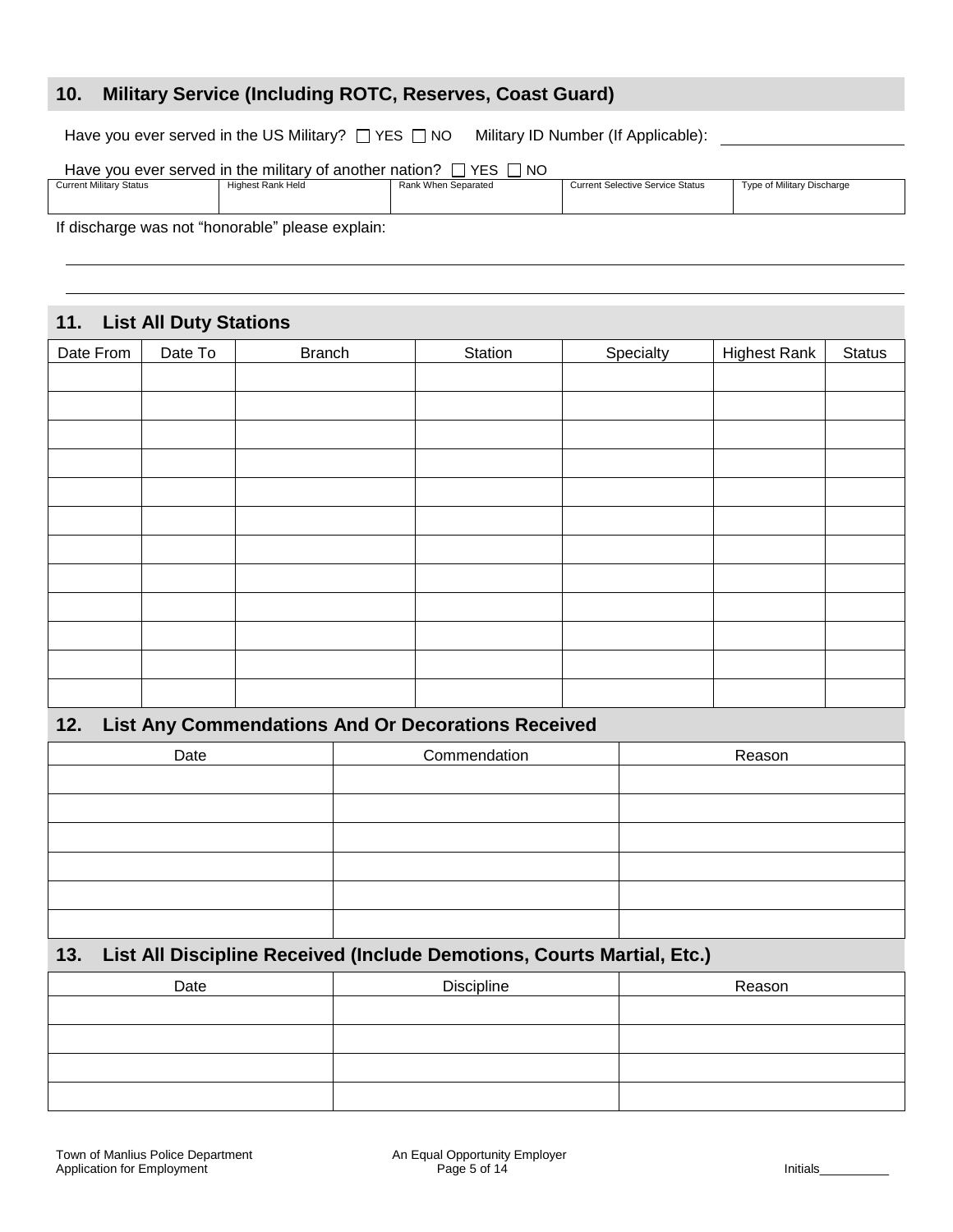## 10. Military Service (Including ROTC, Reserves, Coast Guard)

Have you ever served in the US Military? ☐ YES ☐ NO  Military ID Number (If Applicable): ____________________

Have you ever served in the military of another nation? ☐ YES ☐ NO

| Current Military Status | Highest Rank Held | Rank When Separated | Current Selective Service Status | Type of Military Discharge |
|---|---|---|---|---|
| | | | | |

If discharge was not "honorable" please explain:

______________________________________________________________________________

______________________________________________________________________________

## 11. List All Duty Stations

| Date From | Date To | Branch | Station | Specialty | Highest Rank | Status |
|---|---|---|---|---|---|---|
| | | | | | | |
| | | | | | | |
| | | | | | | |
| | | | | | | |
| | | | | | | |
| | | | | | | |
| | | | | | | |
| | | | | | | |
| | | | | | | |
| | | | | | | |
| | | | | | | |
| | | | | | | |

## 12. List Any Commendations And Or Decorations Received

| Date | Commendation | Reason |
|---|---|---|
| | | |
| | | |
| | | |
| | | |
| | | |
| | | |

## 13. List All Discipline Received (Include Demotions, Courts Martial, Etc.)

| Date | Discipline | Reason |
|---|---|---|
| | | |
| | | |
| | | |
| | | |

Initials__________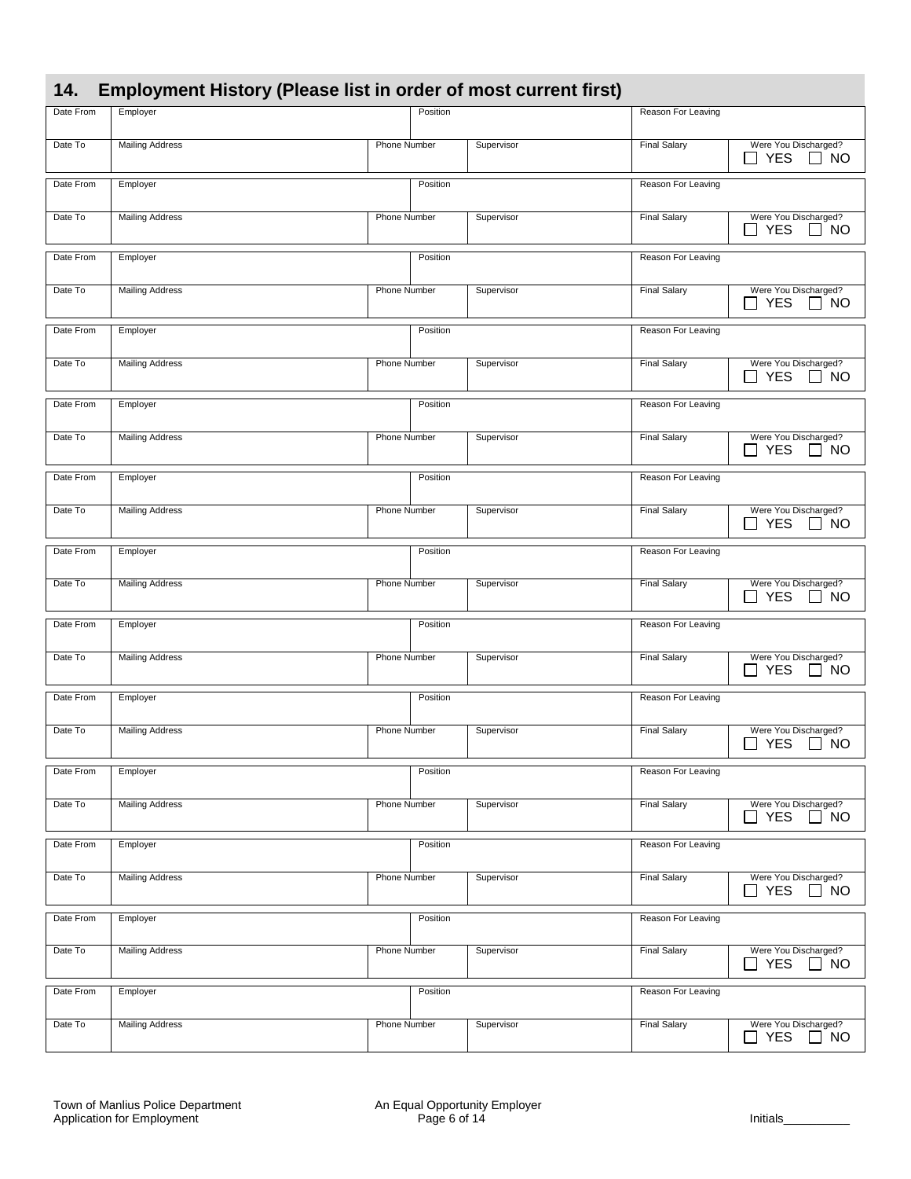## 14. Employment History (Please list in order of most current first)

| Date From | Employer | Position | | Reason For Leaving | |
|---|---|---|---|---|---|
| Date To | Mailing Address | Phone Number | Supervisor | Final Salary | Were You Discharged? ☐ YES ☐ NO |

| Date From | Employer | Position | | Reason For Leaving | |
|---|---|---|---|---|---|
| Date To | Mailing Address | Phone Number | Supervisor | Final Salary | Were You Discharged? ☐ YES ☐ NO |

| Date From | Employer | Position | | Reason For Leaving | |
|---|---|---|---|---|---|
| Date To | Mailing Address | Phone Number | Supervisor | Final Salary | Were You Discharged? ☐ YES ☐ NO |

| Date From | Employer | Position | | Reason For Leaving | |
|---|---|---|---|---|---|
| Date To | Mailing Address | Phone Number | Supervisor | Final Salary | Were You Discharged? ☐ YES ☐ NO |

| Date From | Employer | Position | | Reason For Leaving | |
|---|---|---|---|---|---|
| Date To | Mailing Address | Phone Number | Supervisor | Final Salary | Were You Discharged? ☐ YES ☐ NO |

| Date From | Employer | Position | | Reason For Leaving | |
|---|---|---|---|---|---|
| Date To | Mailing Address | Phone Number | Supervisor | Final Salary | Were You Discharged? ☐ YES ☐ NO |

| Date From | Employer | Position | | Reason For Leaving | |
|---|---|---|---|---|---|
| Date To | Mailing Address | Phone Number | Supervisor | Final Salary | Were You Discharged? ☐ YES ☐ NO |

| Date From | Employer | Position | | Reason For Leaving | |
|---|---|---|---|---|---|
| Date To | Mailing Address | Phone Number | Supervisor | Final Salary | Were You Discharged? ☐ YES ☐ NO |

| Date From | Employer | Position | | Reason For Leaving | |
|---|---|---|---|---|---|
| Date To | Mailing Address | Phone Number | Supervisor | Final Salary | Were You Discharged? ☐ YES ☐ NO |

| Date From | Employer | Position | | Reason For Leaving | |
|---|---|---|---|---|---|
| Date To | Mailing Address | Phone Number | Supervisor | Final Salary | Were You Discharged? ☐ YES ☐ NO |

| Date From | Employer | Position | | Reason For Leaving | |
|---|---|---|---|---|---|
| Date To | Mailing Address | Phone Number | Supervisor | Final Salary | Were You Discharged? ☐ YES ☐ NO |

| Date From | Employer | Position | | Reason For Leaving | |
|---|---|---|---|---|---|
| Date To | Mailing Address | Phone Number | Supervisor | Final Salary | Were You Discharged? ☐ YES ☐ NO |

| Date From | Employer | Position | | Reason For Leaving | |
|---|---|---|---|---|---|
| Date To | Mailing Address | Phone Number | Supervisor | Final Salary | Were You Discharged? ☐ YES ☐ NO |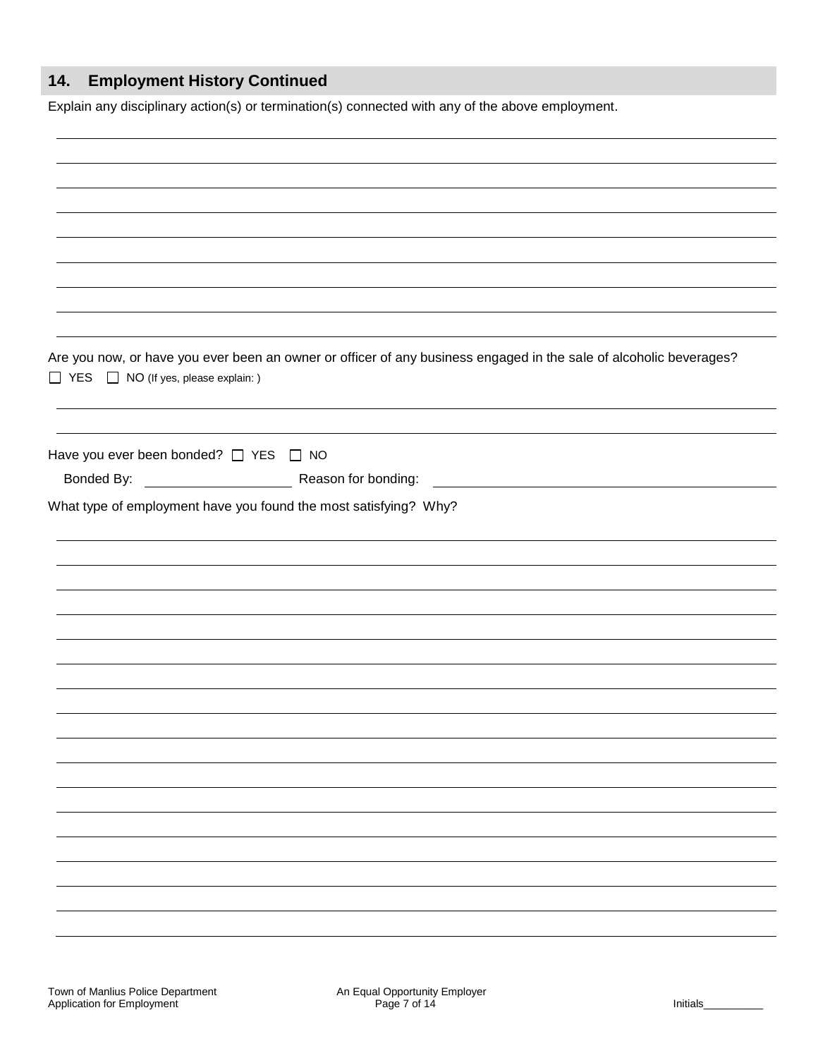## 14. Employment History Continued

Explain any disciplinary action(s) or termination(s) connected with any of the above employment.

Are you now, or have you ever been an owner or officer of any business engaged in the sale of alcoholic beverages?

☐ YES ☐ NO (If yes, please explain: )

Have you ever been bonded? ☐ YES ☐ NO

Bonded By: ____________________ Reason for bonding: ____________________

What type of employment have you found the most satisfying? Why?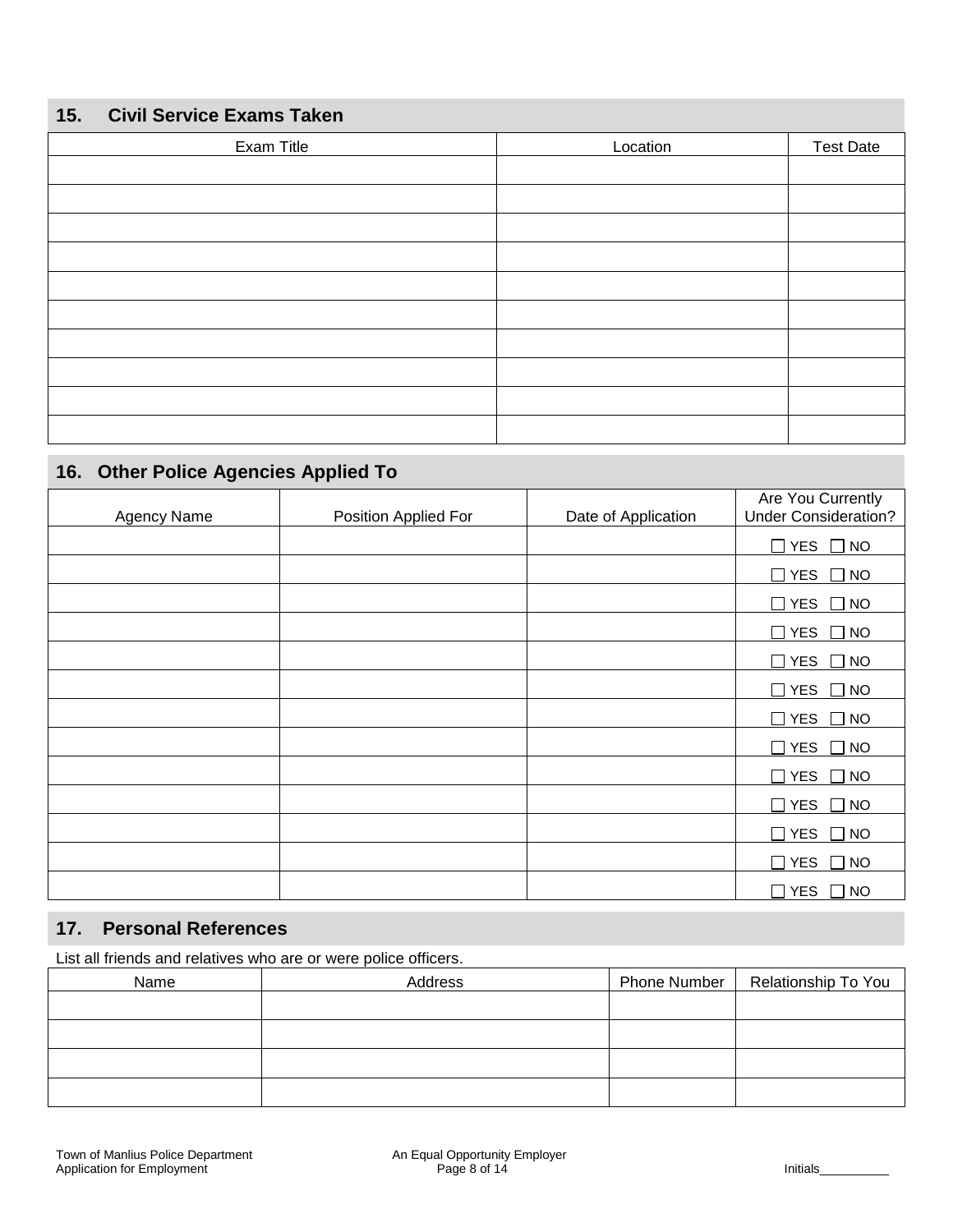## 15. Civil Service Exams Taken

| Exam Title | Location | Test Date |
| --- | --- | --- |
| | | |
| | | |
| | | |
| | | |
| | | |
| | | |
| | | |
| | | |
| | | |
| | | |

## 16. Other Police Agencies Applied To

| Agency Name | Position Applied For | Date of Application | Are You Currently Under Consideration? |
| --- | --- | --- | --- |
| | | | ☐ YES ☐ NO |
| | | | ☐ YES ☐ NO |
| | | | ☐ YES ☐ NO |
| | | | ☐ YES ☐ NO |
| | | | ☐ YES ☐ NO |
| | | | ☐ YES ☐ NO |
| | | | ☐ YES ☐ NO |
| | | | ☐ YES ☐ NO |
| | | | ☐ YES ☐ NO |
| | | | ☐ YES ☐ NO |
| | | | ☐ YES ☐ NO |
| | | | ☐ YES ☐ NO |
| | | | ☐ YES ☐ NO |

## 17. Personal References

List all friends and relatives who are or were police officers.

| Name | Address | Phone Number | Relationship To You |
| --- | --- | --- | --- |
| | | | |
| | | | |
| | | | |
| | | | |

Town of Manlius Police Department
Application for Employment

An Equal Opportunity Employer

Initials__________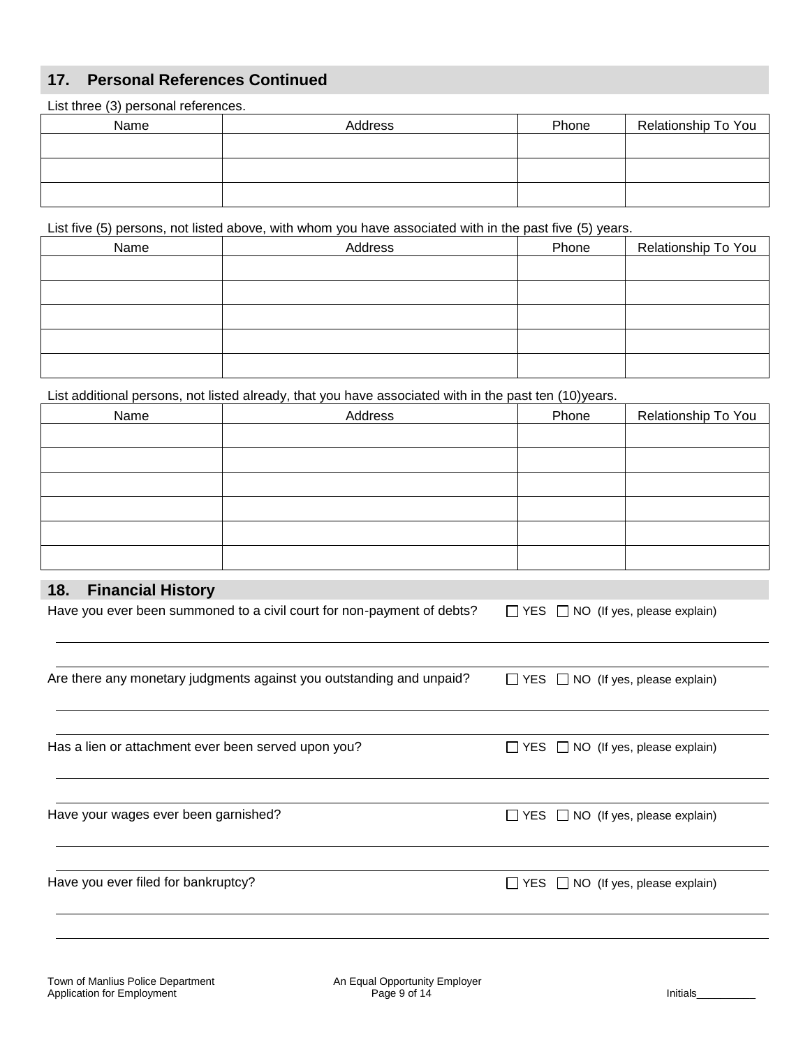## 17. Personal References Continued

List three (3) personal references.

| Name | Address | Phone | Relationship To You |
|---|---|---|---|
| | | | |
| | | | |
| | | | |

List five (5) persons, not listed above, with whom you have associated with in the past five (5) years.

| Name | Address | Phone | Relationship To You |
|---|---|---|---|
| | | | |
| | | | |
| | | | |
| | | | |
| | | | |

List additional persons, not listed already, that you have associated with in the past ten (10)years.

| Name | Address | Phone | Relationship To You |
|---|---|---|---|
| | | | |
| | | | |
| | | | |
| | | | |
| | | | |
| | | | |

## 18. Financial History

Have you ever been summoned to a civil court for non-payment of debts? ☐ YES ☐ NO (If yes, please explain)

_______________________________________________

_______________________________________________

Are there any monetary judgments against you outstanding and unpaid? ☐ YES ☐ NO (If yes, please explain)

_______________________________________________

_______________________________________________

Has a lien or attachment ever been served upon you? ☐ YES ☐ NO (If yes, please explain)

_______________________________________________

_______________________________________________

Have your wages ever been garnished? ☐ YES ☐ NO (If yes, please explain)

_______________________________________________

_______________________________________________

Have you ever filed for bankruptcy? ☐ YES ☐ NO (If yes, please explain)

_______________________________________________

_______________________________________________

Initials__________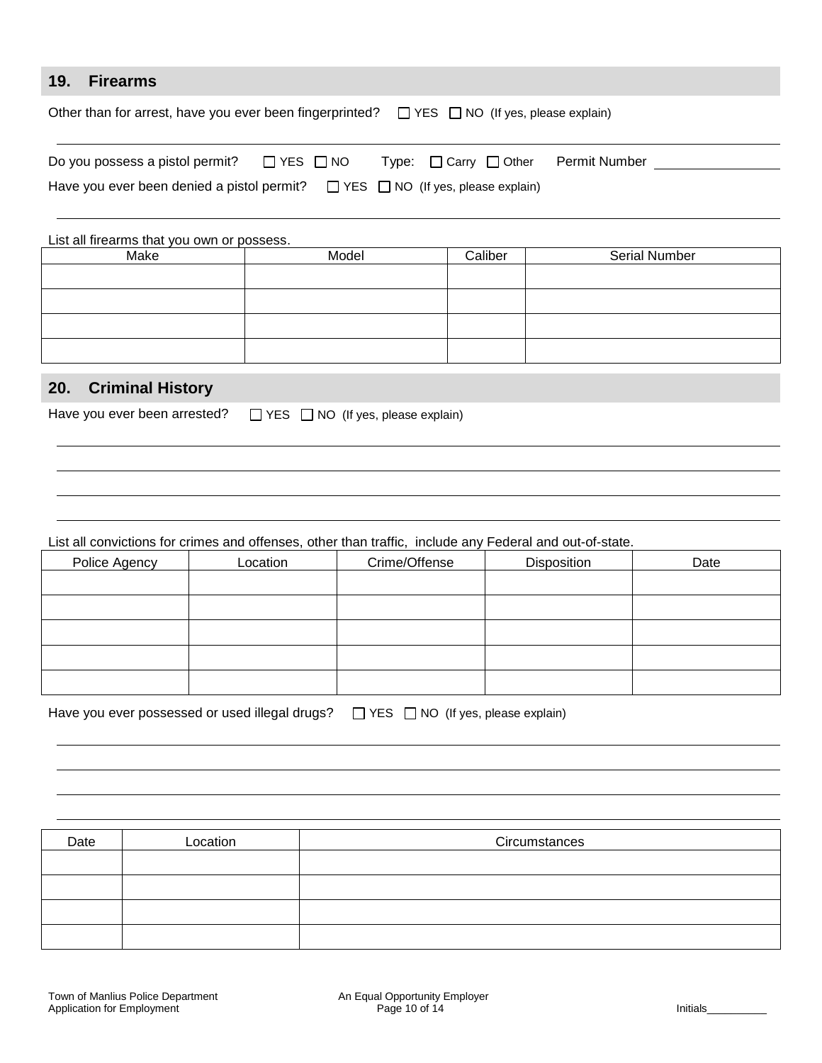## 19. Firearms

Other than for arrest, have you ever been fingerprinted? ☐ YES ☐ NO (If yes, please explain)

______________________________________________________________________

Do you possess a pistol permit? ☐ YES ☐ NO Type: ☐ Carry ☐ Other Permit Number ________________

Have you ever been denied a pistol permit? ☐ YES ☐ NO (If yes, please explain)

______________________________________________________________________

List all firearms that you own or possess.

| Make | Model | Caliber | Serial Number |
|---|---|---|---|
| | | | |
| | | | |
| | | | |
| | | | |

## 20. Criminal History

Have you ever been arrested? ☐ YES ☐ NO (If yes, please explain)

______________________________________________________________________

______________________________________________________________________

______________________________________________________________________

______________________________________________________________________

List all convictions for crimes and offenses, other than traffic, include any Federal and out-of-state.

| Police Agency | Location | Crime/Offense | Disposition | Date |
|---|---|---|---|---|
| | | | | |
| | | | | |
| | | | | |
| | | | | |
| | | | | |

Have you ever possessed or used illegal drugs? ☐ YES ☐ NO (If yes, please explain)

______________________________________________________________________

______________________________________________________________________

______________________________________________________________________

______________________________________________________________________

| Date | Location | Circumstances |
|---|---|---|
| | | |
| | | |
| | | |
| | | |

Initials__________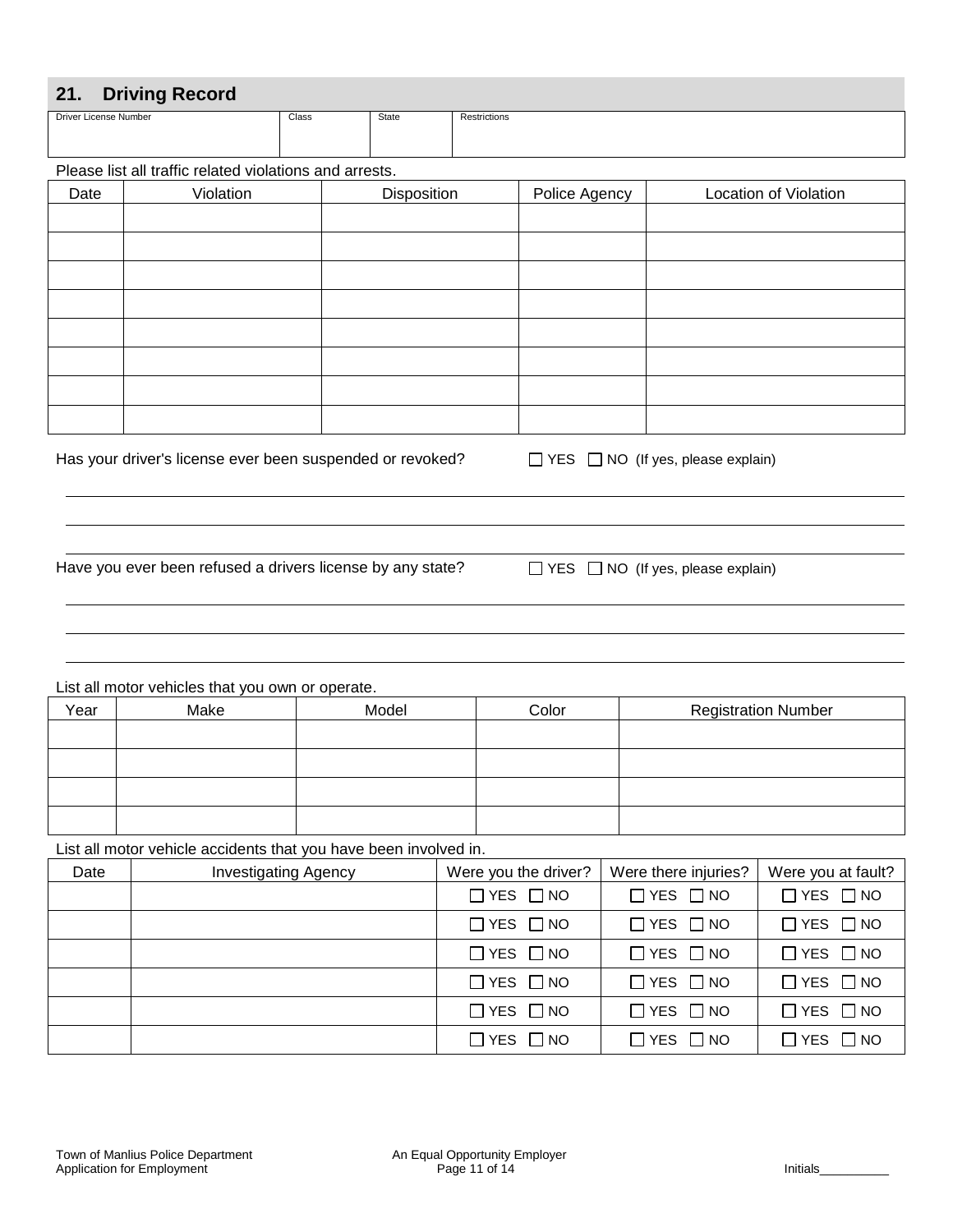## 21. Driving Record

| Driver License Number | Class | State | Restrictions |
| --- | --- | --- | --- |
| | | | |

Please list all traffic related violations and arrests.

| Date | Violation | Disposition | Police Agency | Location of Violation |
| --- | --- | --- | --- | --- |
| | | | | |
| | | | | |
| | | | | |
| | | | | |
| | | | | |
| | | | | |
| | | | | |
| | | | | |

Has your driver's license ever been suspended or revoked? ☐ YES ☐ NO (If yes, please explain)

______________________________________________________________________________

______________________________________________________________________________

______________________________________________________________________________

Have you ever been refused a drivers license by any state? ☐ YES ☐ NO (If yes, please explain)

______________________________________________________________________________

______________________________________________________________________________

______________________________________________________________________________

List all motor vehicles that you own or operate.

| Year | Make | Model | Color | Registration Number |
| --- | --- | --- | --- | --- |
| | | | | |
| | | | | |
| | | | | |
| | | | | |

List all motor vehicle accidents that you have been involved in.

| Date | Investigating Agency | Were you the driver? | Were there injuries? | Were you at fault? |
| --- | --- | --- | --- | --- |
| | | ☐ YES ☐ NO | ☐ YES ☐ NO | ☐ YES ☐ NO |
| | | ☐ YES ☐ NO | ☐ YES ☐ NO | ☐ YES ☐ NO |
| | | ☐ YES ☐ NO | ☐ YES ☐ NO | ☐ YES ☐ NO |
| | | ☐ YES ☐ NO | ☐ YES ☐ NO | ☐ YES ☐ NO |
| | | ☐ YES ☐ NO | ☐ YES ☐ NO | ☐ YES ☐ NO |
| | | ☐ YES ☐ NO | ☐ YES ☐ NO | ☐ YES ☐ NO |

Initials__________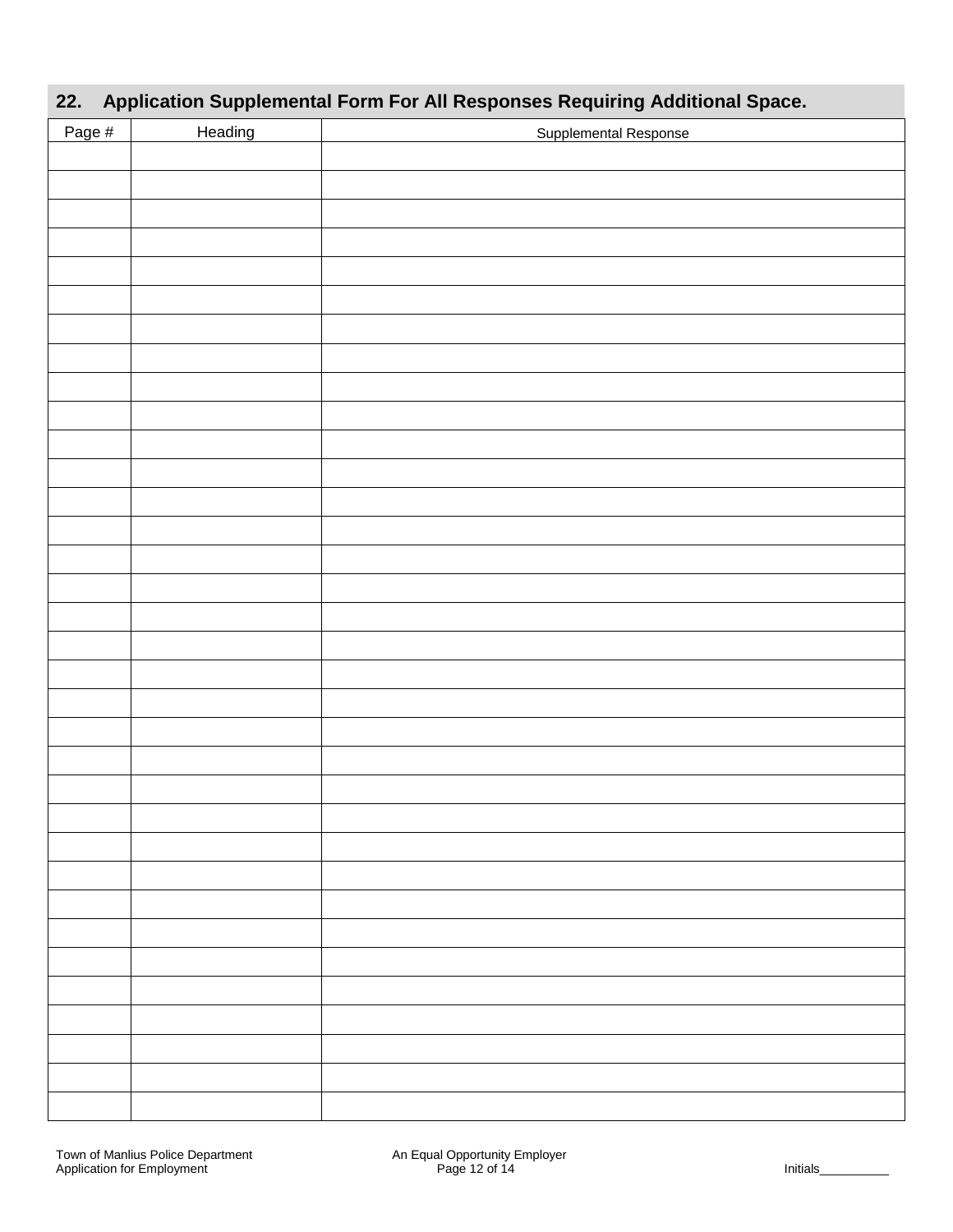## 22. Application Supplemental Form For All Responses Requiring Additional Space.

| Page # | Heading | Supplemental Response |
|---|---|---|
| | | |
| | | |
| | | |
| | | |
| | | |
| | | |
| | | |
| | | |
| | | |
| | | |
| | | |
| | | |
| | | |
| | | |
| | | |
| | | |
| | | |
| | | |
| | | |
| | | |
| | | |
| | | |
| | | |
| | | |
| | | |
| | | |
| | | |
| | | |
| | | |
| | | |
| | | |
| | | |
| | | |
| | | |
| | | |

Initials__________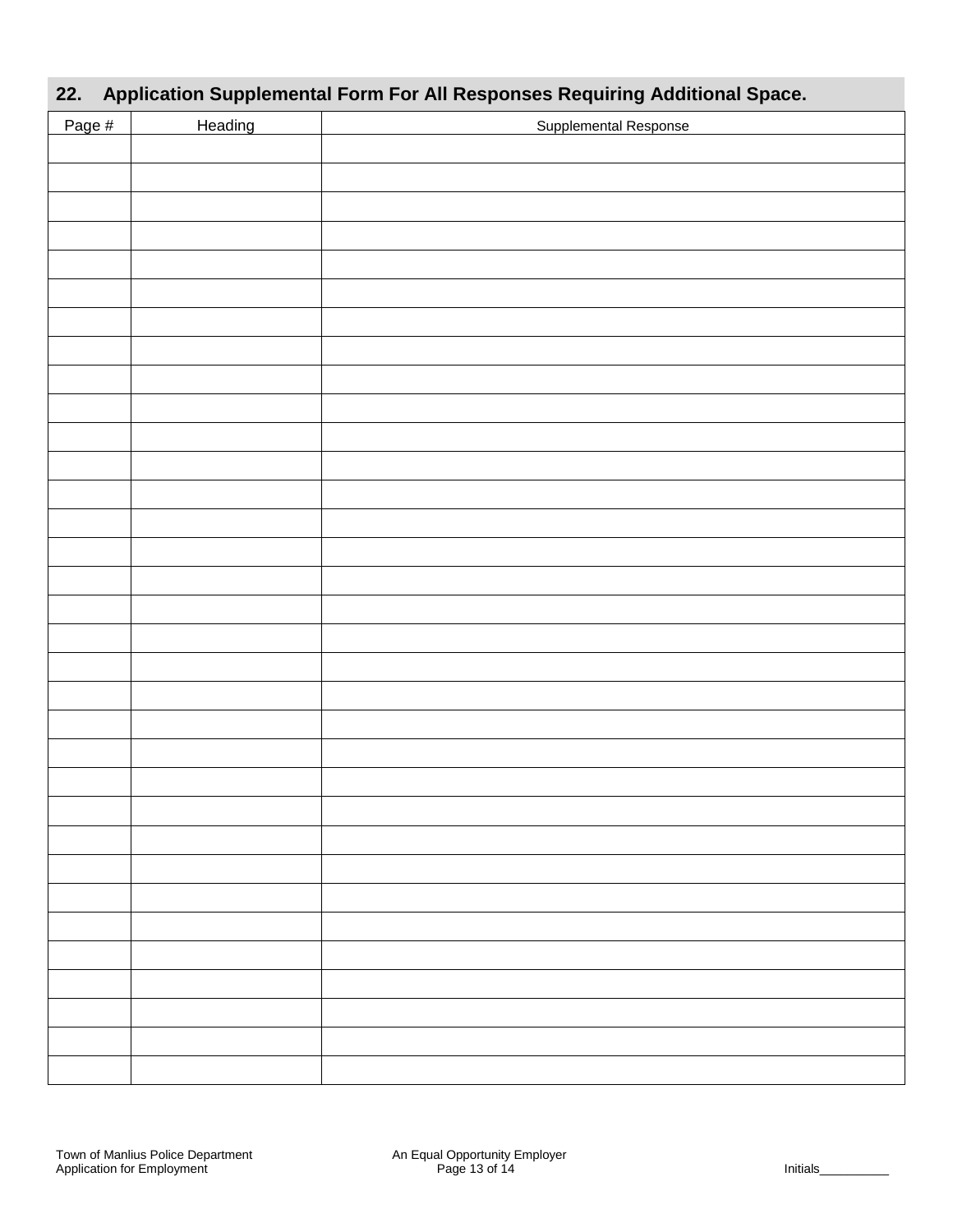## 22. Application Supplemental Form For All Responses Requiring Additional Space.

| Page # | Heading | Supplemental Response |
|---|---|---|
| | | |
| | | |
| | | |
| | | |
| | | |
| | | |
| | | |
| | | |
| | | |
| | | |
| | | |
| | | |
| | | |
| | | |
| | | |
| | | |
| | | |
| | | |
| | | |
| | | |
| | | |
| | | |
| | | |
| | | |
| | | |
| | | |
| | | |
| | | |
| | | |
| | | |
| | | |
| | | |
| | | |

Initials__________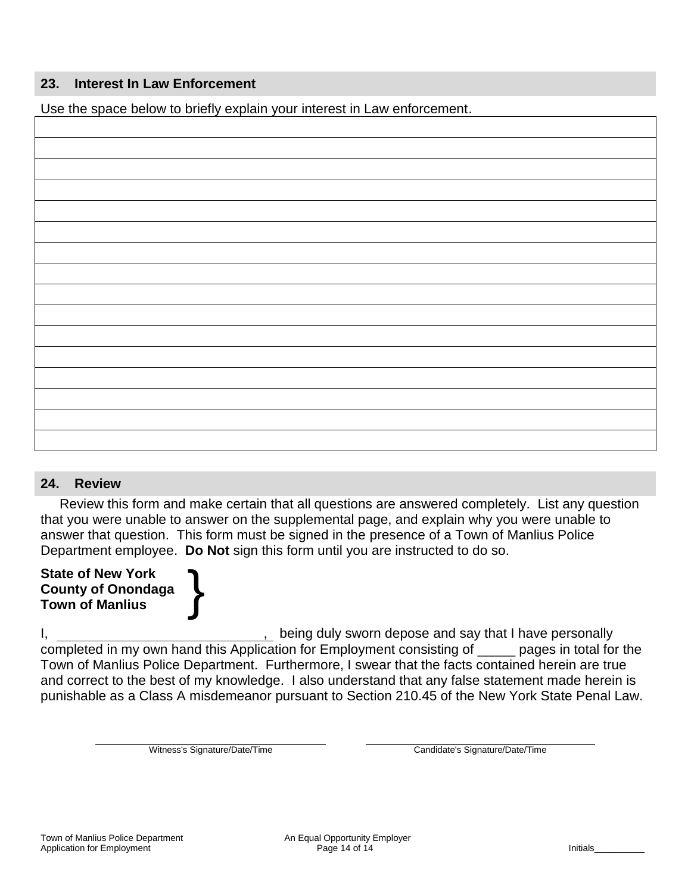## 23. Interest In Law Enforcement

Use the space below to briefly explain your interest in Law enforcement.

| |
|---|
| |
| |
| |
| |
| |
| |
| |
| |
| |
| |
| |
| |
| |
| |
| |
| |

## 24. Review

Review this form and make certain that all questions are answered completely. List any question that you were unable to answer on the supplemental page, and explain why you were unable to answer that question. This form must be signed in the presence of a Town of Manlius Police Department employee. **Do Not** sign this form until you are instructed to do so.

**State of New York**
**County of Onondaga**
**Town of Manlius**

I, ____________________________, being duly sworn depose and say that I have personally completed in my own hand this Application for Employment consisting of _____ pages in total for the Town of Manlius Police Department. Furthermore, I swear that the facts contained herein are true and correct to the best of my knowledge. I also understand that any false statement made herein is punishable as a Class A misdemeanor pursuant to Section 210.45 of the New York State Penal Law.

______________________________
Witness's Signature/Date/Time

______________________________
Candidate's Signature/Date/Time

Initials__________